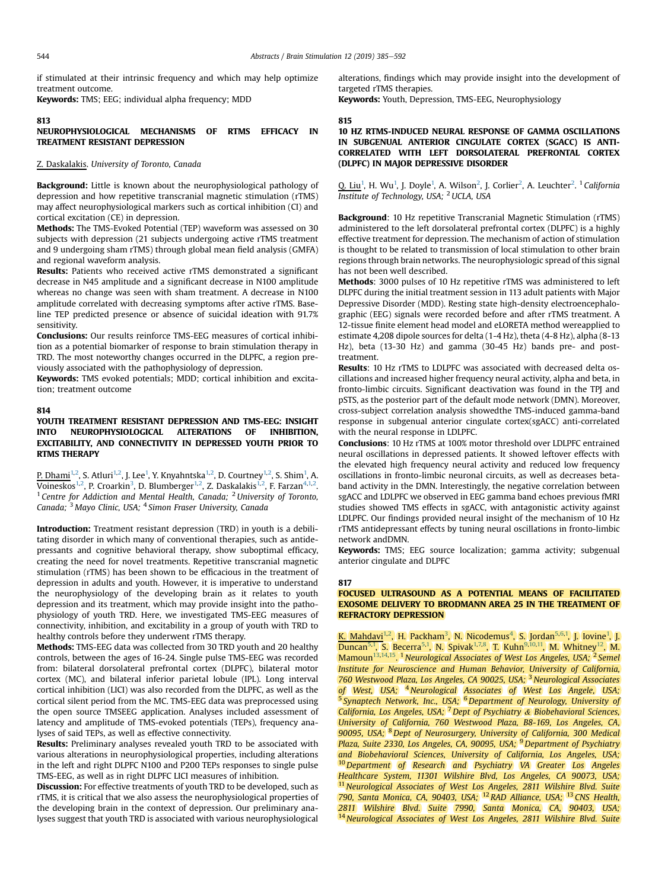if stimulated at their intrinsic frequency and which may help optimize treatment outcome.

**Keywords:** TMS; EEG; individual alpha frequency; MDD

## 813

### NEUROPHYSIOLOGICAL MECHANISMS OF RTMS EFFICACY IN TREATMENT RESISTANT DEPRESSION

Z. Daskalakis. *University of Toronto, Canada*

**Background:** Little is known about the neurophysiological pathology of depression and how repetitive transcranial magnetic stimulation (rTMS) may affect neurophysiological markers such as cortical inhibition (CI) and cortical excitation (CE) in depression.

**Methods:** The TMS-Evoked Potential (TEP) waveform was assessed on 30 subjects with depression (21 subjects undergoing active rTMS treatment and 9 undergoing sham rTMS) through global mean field analysis (GMFA) and regional waveform analysis.

**Results:** Patients who received active rTMS demonstrated a significant decrease in N45 amplitude and a significant decrease in N100 amplitude whereas no change was seen with sham treatment. A decrease in N100 amplitude correlated with decreasing symptoms after active rTMS. Baseline TEP predicted presence or absence of suicidal ideation with 91.7% sensitivity.

**Conclusions:** Our results reinforce TMS-EEG measures of cortical inhibition as a potential biomarker of response to brain stimulation therapy in TRD. The most noteworthy changes occurred in the DLPFC, a region previously associated with the pathophysiology of depression.

**Keywords:** TMS evoked potentials; MDD; cortical inhibition and excitation; treatment outcome

## 814

### YOUTH TREATMENT RESISTANT DEPRESSION AND TMS-EEG: INSIGHT INTO NEUROPHYSIOLOGICAL ALTERATIONS OF INHIBITION, EXCITABILITY, AND CONNECTIVITY IN DEPRESSED YOUTH PRIOR TO RTMS THERAPY

P. Dhami[1,2], S. Atluri[1,2], J. Lee[1], Y. Knyahntska[1,2], D. Courtney[1,2], S. Shim[1], A. Voineskos[1,2], P. Croarkin[3], D. Blumberger[1,2], Z. Daskalakis[1,2], F. Farzan[4,1,2]. [1] *Centre for Addiction and Mental Health, Canada;* [2] *University of Toronto, Canada;* [3] *Mayo Clinic, USA;* [4] *Simon Fraser University, Canada*

**Introduction:** Treatment resistant depression (TRD) in youth is a debilitating disorder in which many of conventional therapies, such as antidepressants and cognitive behavioral therapy, show suboptimal efficacy, creating the need for novel treatments. Repetitive transcranial magnetic stimulation (rTMS) has been shown to be efficacious in the treatment of depression in adults and youth. However, it is imperative to understand the neurophysiology of the developing brain as it relates to youth depression and its treatment, which may provide insight into the pathophysiology of youth TRD. Here, we investigated TMS-EEG measures of connectivity, inhibition, and excitability in a group of youth with TRD to healthy controls before they underwent rTMS therapy.

**Methods:** TMS-EEG data was collected from 30 TRD youth and 20 healthy controls, between the ages of 16-24. Single pulse TMS-EEG was recorded from: bilateral dorsolateral prefrontal cortex (DLPFC), bilateral motor cortex (MC), and bilateral inferior parietal lobule (IPL). Long interval cortical inhibition (LICI) was also recorded from the DLPFC, as well as the cortical silent period from the MC. TMS-EEG data was preprocessed using the open source TMSEEG application. Analyses included assessment of latency and amplitude of TMS-evoked potentials (TEPs), frequency analyses of said TEPs, as well as effective connectivity.

**Results:** Preliminary analyses revealed youth TRD to be associated with various alterations in neurophysiological properties, including alterations in the left and right DLPFC N100 and P200 TEPs responses to single pulse TMS-EEG, as well as in right DLPFC LICI measures of inhibition.

**Discussion:** For effective treatments of youth TRD to be developed, such as rTMS, it is critical that we also assess the neurophysiological properties of the developing brain in the context of depression. Our preliminary analyses suggest that youth TRD is associated with various neurophysiological alterations, findings which may provide insight into the development of targeted rTMS therapies.

**Keywords:** Youth, Depression, TMS-EEG, Neurophysiology

## 815

### 10 HZ RTMS-INDUCED NEURAL RESPONSE OF GAMMA OSCILLATIONS IN SUBGENUAL ANTERIOR CINGULATE CORTEX (SGACC) IS ANTI-CORRELATED WITH LEFT DORSOLATERAL PREFRONTAL CORTEX (DLPFC) IN MAJOR DEPRESSIVE DISORDER

Q. Liu[1], H. Wu[1], J. Doyle[1], A. Wilson[2], J. Corlier[2], A. Leuchter[2]. [1] *California Institute of Technology, USA;* [2] *UCLA, USA*

**Background**: 10 Hz repetitive Transcranial Magnetic Stimulation (rTMS) administered to the left dorsolateral prefrontal cortex (DLPFC) is a highly effective treatment for depression. The mechanism of action of stimulation is thought to be related to transmission of local stimulation to other brain regions through brain networks. The neurophysiologic spread of this signal has not been well described.

**Methods**: 3000 pulses of 10 Hz repetitive rTMS was administered to left DLPFC during the initial treatment session in 113 adult patients with Major Depressive Disorder (MDD). Resting state high-density electroencephalographic (EEG) signals were recorded before and after rTMS treatment. A 12-tissue finite element head model and eLORETA method wereapplied to estimate 4,208 dipole sources for delta (1-4 Hz), theta (4-8 Hz), alpha (8-13 Hz), beta (13-30 Hz) and gamma (30-45 Hz) bands pre- and post-treatment.

**Results**: 10 Hz rTMS to LDLPFC was associated with decreased delta oscillations and increased higher frequency neural activity, alpha and beta, in fronto-limbic circuits. Significant deactivation was found in the TPJ and pSTS, as the posterior part of the default mode network (DMN). Moreover, cross-subject correlation analysis showedthe TMS-induced gamma-band response in subgenual anterior cingulate cortex(sgACC) anti-correlated with the neural response in LDLPFC.

**Conclusions**: 10 Hz rTMS at 100% motor threshold over LDLPFC entrained neural oscillations in depressed patients. It showed leftover effects with the elevated high frequency neural activity and reduced low frequency oscillations in fronto-limbic neuronal circuits, as well as decreases beta-band activity in the DMN. Interestingly, the negative correlation between sgACC and LDLPFC we observed in EEG gamma band echoes previous fMRI studies showed TMS effects in sgACC, with antagonistic activity against LDLPFC. Our findings provided neural insight of the mechanism of 10 Hz rTMS antidepressant effects by tuning neural oscillations in fronto-limbic network andDMN.

**Keywords:** TMS; EEG source localization; gamma activity; subgenual anterior cingulate and DLPFC

## 817

### FOCUSED ULTRASOUND AS A POTENTIAL MEANS OF FACILITATED EXOSOME DELIVERY TO BRODMANN AREA 25 IN THE TREATMENT OF REFRACTORY DEPRESSION

K. Mahdavi[1,2], H. Packham[3], N. Nicodemus[4], S. Jordan[5,6,1], J. Iovine[1], J. Duncan[5,1], S. Becerra[5,1], N. Spivak[1,7,8], T. Kuhn[9,10,11], M. Whitney[12], M. Mamoun[13,14,15]. [1] *Neurological Associates of West Los Angeles, USA;* [2] *Semel Institute for Neuroscience and Human Behavior, University of California, 760 Westwood Plaza, Los Angeles, CA 90025, USA;* [3] *Neurological Associates of West, USA;* [4] *Neurological Associates of West Los Angele, USA;* [5] *Synaptech Network, Inc., USA;* [6] *Department of Neurology, University of California, Los Angeles, USA;* [7] *Dept of Psychiatry & Biobehavioral Sciences, University of California, 760 Westwood Plaza, B8-169, Los Angeles, CA, 90095, USA;* [8] *Dept of Neurosurgery, University of California, 300 Medical Plaza, Suite 2330, Los Angeles, CA, 90095, USA;* [9] *Department of Psychiatry and Biobehavioral Sciences, University of California, Los Angeles, USA;* [10] *Department of Research and Psychiatry VA Greater Los Angeles Healthcare System, 11301 Wilshire Blvd, Los Angeles, CA 90073, USA;* [11] *Neurological Associates of West Los Angeles, 2811 Wilshire Blvd. Suite 790, Santa Monica, CA, 90403, USA;* [12] *RAD Alliance, USA;* [13] *CNS Health, 2811 Wilshire Blvd. Suite 7990, Santa Monica, CA, 90403, USA;* [14] *Neurological Associates of West Los Angeles, 2811 Wilshire Blvd. Suite*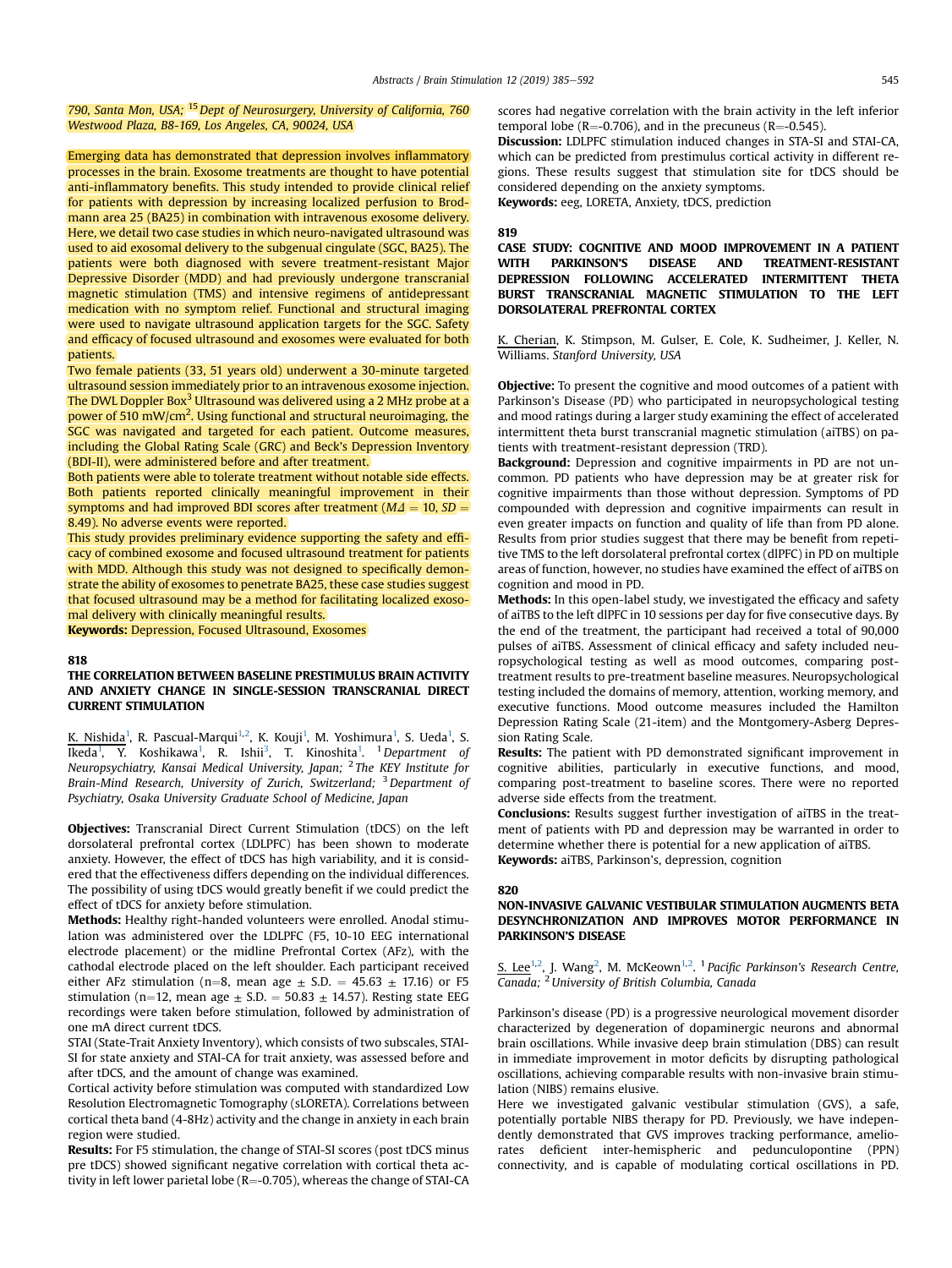790, Santa Mon, USA; [15] Dept of Neurosurgery, University of California, 760 Westwood Plaza, B8-169, Los Angeles, CA, 90024, USA

Emerging data has demonstrated that depression involves inflammatory processes in the brain. Exosome treatments are thought to have potential anti-inflammatory benefits. This study intended to provide clinical relief for patients with depression by increasing localized perfusion to Brodmann area 25 (BA25) in combination with intravenous exosome delivery. Here, we detail two case studies in which neuro-navigated ultrasound was used to aid exosomal delivery to the subgenual cingulate (SGC, BA25). The patients were both diagnosed with severe treatment-resistant Major Depressive Disorder (MDD) and had previously undergone transcranial magnetic stimulation (TMS) and intensive regimens of antidepressant medication with no symptom relief. Functional and structural imaging were used to navigate ultrasound application targets for the SGC. Safety and efficacy of focused ultrasound and exosomes were evaluated for both patients.

Two female patients (33, 51 years old) underwent a 30-minute targeted ultrasound session immediately prior to an intravenous exosome injection. The DWL Doppler Box[3] Ultrasound was delivered using a 2 MHz probe at a power of 510 mW/cm$^2$. Using functional and structural neuroimaging, the SGC was navigated and targeted for each patient. Outcome measures, including the Global Rating Scale (GRC) and Beck's Depression Inventory (BDI-II), were administered before and after treatment.

Both patients were able to tolerate treatment without notable side effects. Both patients reported clinically meaningful improvement in their symptoms and had improved BDI scores after treatment ($M\Delta = 10$, $SD = 8.49$). No adverse events were reported.

This study provides preliminary evidence supporting the safety and efficacy of combined exosome and focused ultrasound treatment for patients with MDD. Although this study was not designed to specifically demonstrate the ability of exosomes to penetrate BA25, these case studies suggest that focused ultrasound may be a method for facilitating localized exosomal delivery with clinically meaningful results.

**Keywords:** Depression, Focused Ultrasound, Exosomes

## 818

### THE CORRELATION BETWEEN BASELINE PRESTIMULUS BRAIN ACTIVITY AND ANXIETY CHANGE IN SINGLE-SESSION TRANSCRANIAL DIRECT CURRENT STIMULATION

K. Nishida[1], R. Pascual-Marqui[1,2], K. Kouji[1], M. Yoshimura[1], S. Ueda[1], S. Ikeda[1], Y. Koshikawa[1], R. Ishii[3], T. Kinoshita[1]. [1] *Department of Neuropsychiatry, Kansai Medical University, Japan;* [2] *The KEY Institute for Brain-Mind Research, University of Zurich, Switzerland;* [3] *Department of Psychiatry, Osaka University Graduate School of Medicine, Japan*

**Objectives:** Transcranial Direct Current Stimulation (tDCS) on the left dorsolateral prefrontal cortex (LDLPFC) has been shown to moderate anxiety. However, the effect of tDCS has high variability, and it is considered that the effectiveness differs depending on the individual differences. The possibility of using tDCS would greatly benefit if we could predict the effect of tDCS for anxiety before stimulation.

**Methods:** Healthy right-handed volunteers were enrolled. Anodal stimulation was administered over the LDLPFC (F5, 10-10 EEG international electrode placement) or the midline Prefrontal Cortex (AFz), with the cathodal electrode placed on the left shoulder. Each participant received either AFz stimulation (n=8, mean age ± S.D. = 45.63 ± 17.16) or F5 stimulation (n=12, mean age ± S.D. = 50.83 ± 14.57). Resting state EEG recordings were taken before stimulation, followed by administration of one mA direct current tDCS.

STAI (State-Trait Anxiety Inventory), which consists of two subscales, STAI-SI for state anxiety and STAI-CA for trait anxiety, was assessed before and after tDCS, and the amount of change was examined.

Cortical activity before stimulation was computed with standardized Low Resolution Electromagnetic Tomography (sLORETA). Correlations between cortical theta band (4-8Hz) activity and the change in anxiety in each brain region were studied.

**Results:** For F5 stimulation, the change of STAI-SI scores (post tDCS minus pre tDCS) showed significant negative correlation with cortical theta activity in left lower parietal lobe (R=-0.705), whereas the change of STAI-CA scores had negative correlation with the brain activity in the left inferior temporal lobe (R=-0.706), and in the precuneus (R=-0.545).

**Discussion:** LDLPFC stimulation induced changes in STA-SI and STAI-CA, which can be predicted from prestimulus cortical activity in different regions. These results suggest that stimulation site for tDCS should be considered depending on the anxiety symptoms.

**Keywords:** eeg, LORETA, Anxiety, tDCS, prediction

## 819

### CASE STUDY: COGNITIVE AND MOOD IMPROVEMENT IN A PATIENT WITH PARKINSON'S DISEASE AND TREATMENT-RESISTANT DEPRESSION FOLLOWING ACCELERATED INTERMITTENT THETA BURST TRANSCRANIAL MAGNETIC STIMULATION TO THE LEFT DORSOLATERAL PREFRONTAL CORTEX

K. Cherian, K. Stimpson, M. Gulser, E. Cole, K. Sudheimer, J. Keller, N. Williams. *Stanford University, USA*

**Objective:** To present the cognitive and mood outcomes of a patient with Parkinson's Disease (PD) who participated in neuropsychological testing and mood ratings during a larger study examining the effect of accelerated intermittent theta burst transcranial magnetic stimulation (aiTBS) on patients with treatment-resistant depression (TRD).

**Background:** Depression and cognitive impairments in PD are not uncommon. PD patients who have depression may be at greater risk for cognitive impairments than those without depression. Symptoms of PD compounded with depression and cognitive impairments can result in even greater impacts on function and quality of life than from PD alone. Results from prior studies suggest that there may be benefit from repetitive TMS to the left dorsolateral prefrontal cortex (dlPFC) in PD on multiple areas of function, however, no studies have examined the effect of aiTBS on cognition and mood in PD.

**Methods:** In this open-label study, we investigated the efficacy and safety of aiTBS to the left dlPFC in 10 sessions per day for five consecutive days. By the end of the treatment, the participant had received a total of 90,000 pulses of aiTBS. Assessment of clinical efficacy and safety included neuropsychological testing as well as mood outcomes, comparing post-treatment results to pre-treatment baseline measures. Neuropsychological testing included the domains of memory, attention, working memory, and executive functions. Mood outcome measures included the Hamilton Depression Rating Scale (21-item) and the Montgomery-Asberg Depression Rating Scale.

**Results:** The patient with PD demonstrated significant improvement in cognitive abilities, particularly in executive functions, and mood, comparing post-treatment to baseline scores. There were no reported adverse side effects from the treatment.

**Conclusions:** Results suggest further investigation of aiTBS in the treatment of patients with PD and depression may be warranted in order to determine whether there is potential for a new application of aiTBS.

**Keywords:** aiTBS, Parkinson's, depression, cognition

## 820

### NON-INVASIVE GALVANIC VESTIBULAR STIMULATION AUGMENTS BETA DESYNCHRONIZATION AND IMPROVES MOTOR PERFORMANCE IN PARKINSON'S DISEASE

S. Lee[1,2], J. Wang[2], M. McKeown[1,2]. [1] *Pacific Parkinson's Research Centre, Canada;* [2] *University of British Columbia, Canada*

Parkinson's disease (PD) is a progressive neurological movement disorder characterized by degeneration of dopaminergic neurons and abnormal brain oscillations. While invasive deep brain stimulation (DBS) can result in immediate improvement in motor deficits by disrupting pathological oscillations, achieving comparable results with non-invasive brain stimulation (NIBS) remains elusive.

Here we investigated galvanic vestibular stimulation (GVS), a safe, potentially portable NIBS therapy for PD. Previously, we have independently demonstrated that GVS improves tracking performance, ameliorates deficient inter-hemispheric and pedunculopontine (PPN) connectivity, and is capable of modulating cortical oscillations in PD.